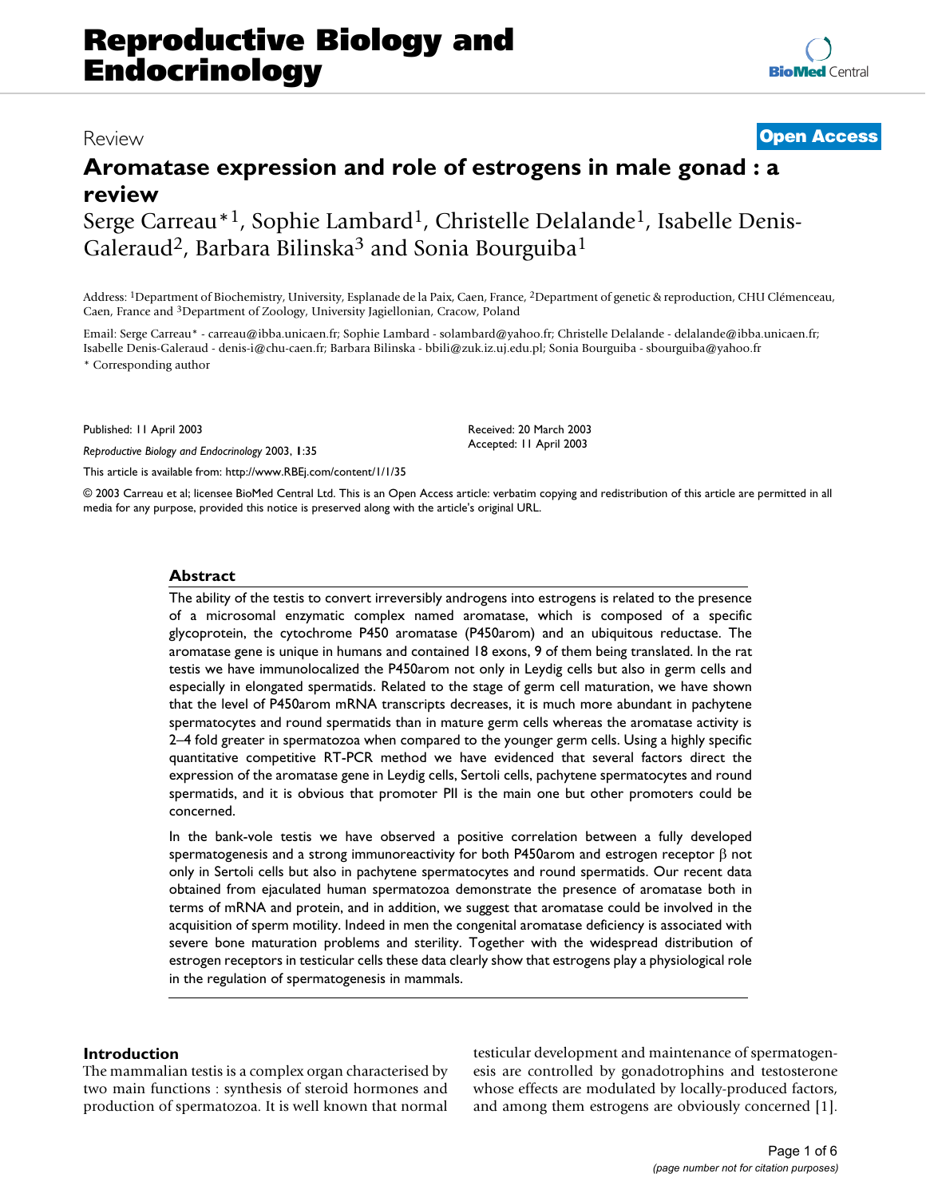# Aromatase expression and role of estrogens in male gonad : a review

Serge Carreau*[1], Sophie Lambard[1], Christelle Delalande[1], Isabelle Denis-Galeraud[2], Barbara Bilinska[3] and Sonia Bourguiba[1]

Address: [1]Department of Biochemistry, University, Esplanade de la Paix, Caen, France, [2]Department of genetic & reproduction, CHU Clémenceau, Caen, France and [3]Department of Zoology, University Jagiellonian, Cracow, Poland

Email: Serge Carreau* - carreau@ibba.unicaen.fr; Sophie Lambard - solambard@yahoo.fr; Christelle Delalande - delalande@ibba.unicaen.fr; Isabelle Denis-Galeraud - denis-i@chu-caen.fr; Barbara Bilinska - bbili@zuk.iz.uj.edu.pl; Sonia Bourguiba - sbourguiba@yahoo.fr

* Corresponding author

Published: 11 April 2003

*Reproductive Biology and Endocrinology* 2003, **1**:35

This article is available from: http://www.RBEj.com/content/1/1/35

Received: 20 March 2003

Accepted: 11 April 2003

© 2003 Carreau et al; licensee BioMed Central Ltd. This is an Open Access article: verbatim copying and redistribution of this article are permitted in all media for any purpose, provided this notice is preserved along with the article's original URL.

## Abstract

The ability of the testis to convert irreversibly androgens into estrogens is related to the presence of a microsomal enzymatic complex named aromatase, which is composed of a specific glycoprotein, the cytochrome P450 aromatase (P450arom) and an ubiquitous reductase. The aromatase gene is unique in humans and contained 18 exons, 9 of them being translated. In the rat testis we have immunolocalized the P450arom not only in Leydig cells but also in germ cells and especially in elongated spermatids. Related to the stage of germ cell maturation, we have shown that the level of P450arom mRNA transcripts decreases, it is much more abundant in pachytene spermatocytes and round spermatids than in mature germ cells whereas the aromatase activity is 2–4 fold greater in spermatozoa when compared to the younger germ cells. Using a highly specific quantitative competitive RT-PCR method we have evidenced that several factors direct the expression of the aromatase gene in Leydig cells, Sertoli cells, pachytene spermatocytes and round spermatids, and it is obvious that promoter PII is the main one but other promoters could be concerned.

In the bank-vole testis we have observed a positive correlation between a fully developed spermatogenesis and a strong immunoreactivity for both P450arom and estrogen receptor β not only in Sertoli cells but also in pachytene spermatocytes and round spermatids. Our recent data obtained from ejaculated human spermatozoa demonstrate the presence of aromatase both in terms of mRNA and protein, and in addition, we suggest that aromatase could be involved in the acquisition of sperm motility. Indeed in men the congenital aromatase deficiency is associated with severe bone maturation problems and sterility. Together with the widespread distribution of estrogen receptors in testicular cells these data clearly show that estrogens play a physiological role in the regulation of spermatogenesis in mammals.

## Introduction

The mammalian testis is a complex organ characterised by two main functions : synthesis of steroid hormones and production of spermatozoa. It is well known that normal testicular development and maintenance of spermatogenesis are controlled by gonadotrophins and testosterone whose effects are modulated by locally-produced factors, and among them estrogens are obviously concerned [1].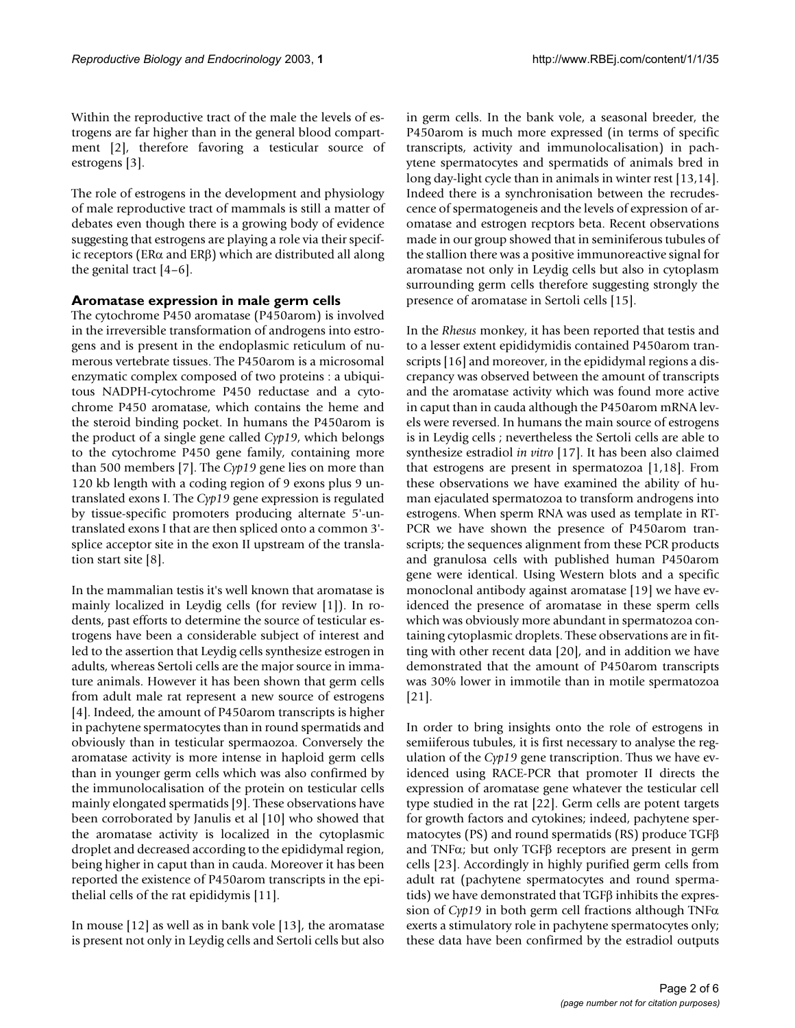Within the reproductive tract of the male the levels of estrogens are far higher than in the general blood compartment [2], therefore favoring a testicular source of estrogens [3].

The role of estrogens in the development and physiology of male reproductive tract of mammals is still a matter of debates even though there is a growing body of evidence suggesting that estrogens are playing a role via their specific receptors (ERα and ERβ) which are distributed all along the genital tract [4–6].

## Aromatase expression in male germ cells

The cytochrome P450 aromatase (P450arom) is involved in the irreversible transformation of androgens into estrogens and is present in the endoplasmic reticulum of numerous vertebrate tissues. The P450arom is a microsomal enzymatic complex composed of two proteins : a ubiquitous NADPH-cytochrome P450 reductase and a cytochrome P450 aromatase, which contains the heme and the steroid binding pocket. In humans the P450arom is the product of a single gene called *Cyp19*, which belongs to the cytochrome P450 gene family, containing more than 500 members [7]. The *Cyp19* gene lies on more than 120 kb length with a coding region of 9 exons plus 9 untranslated exons I. The *Cyp19* gene expression is regulated by tissue-specific promoters producing alternate 5'-untranslated exons I that are then spliced onto a common 3'-splice acceptor site in the exon II upstream of the translation start site [8].

In the mammalian testis it's well known that aromatase is mainly localized in Leydig cells (for review [1]). In rodents, past efforts to determine the source of testicular estrogens have been a considerable subject of interest and led to the assertion that Leydig cells synthesize estrogen in adults, whereas Sertoli cells are the major source in immature animals. However it has been shown that germ cells from adult male rat represent a new source of estrogens [4]. Indeed, the amount of P450arom transcripts is higher in pachytene spermatocytes than in round spermatids and obviously than in testicular spermaozoa. Conversely the aromatase activity is more intense in haploid germ cells than in younger germ cells which was also confirmed by the immunolocalisation of the protein on testicular cells mainly elongated spermatids [9]. These observations have been corroborated by Janulis et al [10] who showed that the aromatase activity is localized in the cytoplasmic droplet and decreased according to the epididymal region, being higher in caput than in cauda. Moreover it has been reported the existence of P450arom transcripts in the epithelial cells of the rat epididymis [11].

In mouse [12] as well as in bank vole [13], the aromatase is present not only in Leydig cells and Sertoli cells but also in germ cells. In the bank vole, a seasonal breeder, the P450arom is much more expressed (in terms of specific transcripts, activity and immunolocalisation) in pachytene spermatocytes and spermatids of animals bred in long day-light cycle than in animals in winter rest [13,14]. Indeed there is a synchronisation between the recrudescence of spermatogeneis and the levels of expression of aromatase and estrogen recptors beta. Recent observations made in our group showed that in seminiferous tubules of the stallion there was a positive immunoreactive signal for aromatase not only in Leydig cells but also in cytoplasm surrounding germ cells therefore suggesting strongly the presence of aromatase in Sertoli cells [15].

In the *Rhesus* monkey, it has been reported that testis and to a lesser extent epididymidis contained P450arom transcripts [16] and moreover, in the epididymal regions a discrepancy was observed between the amount of transcripts and the aromatase activity which was found more active in caput than in cauda although the P450arom mRNA levels were reversed. In humans the main source of estrogens is in Leydig cells ; nevertheless the Sertoli cells are able to synthesize estradiol *in vitro* [17]. It has been also claimed that estrogens are present in spermatozoa [1,18]. From these observations we have examined the ability of human ejaculated spermatozoa to transform androgens into estrogens. When sperm RNA was used as template in RT-PCR we have shown the presence of P450arom transcripts; the sequences alignment from these PCR products and granulosa cells with published human P450arom gene were identical. Using Western blots and a specific monoclonal antibody against aromatase [19] we have evidenced the presence of aromatase in these sperm cells which was obviously more abundant in spermatozoa containing cytoplasmic droplets. These observations are in fitting with other recent data [20], and in addition we have demonstrated that the amount of P450arom transcripts was 30% lower in immotile than in motile spermatozoa [21].

In order to bring insights onto the role of estrogens in semiiferous tubules, it is first necessary to analyse the regulation of the *Cyp19* gene transcription. Thus we have evidenced using RACE-PCR that promoter II directs the expression of aromatase gene whatever the testicular cell type studied in the rat [22]. Germ cells are potent targets for growth factors and cytokines; indeed, pachytene spermatocytes (PS) and round spermatids (RS) produce TGFβ and TNFα; but only TGFβ receptors are present in germ cells [23]. Accordingly in highly purified germ cells from adult rat (pachytene spermatocytes and round spermatids) we have demonstrated that TGFβ inhibits the expression of *Cyp19* in both germ cell fractions although TNFα exerts a stimulatory role in pachytene spermatocytes only; these data have been confirmed by the estradiol outputs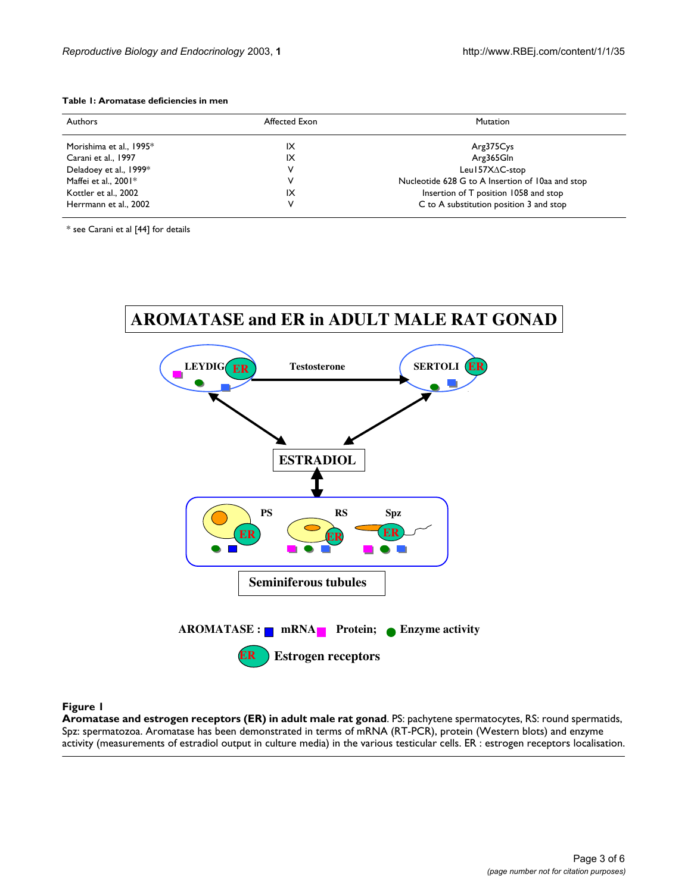**Table 1: Aromatase deficiencies in men**

| Authors | Affected Exon | Mutation |
|---|---|---|
| Morishima et al., 1995* | IX | Arg375Cys |
| Carani et al., 1997 | IX | Arg365Gln |
| Deladoey et al., 1999* | V | Leu157XΔC-stop |
| Maffei et al., 2001* | V | Nucleotide 628 G to A Insertion of 10aa and stop |
| Kottler et al., 2002 | IX | Insertion of T position 1058 and stop |
| Herrmann et al., 2002 | V | C to A substitution position 3 and stop |

* see Carani et al [44] for details

AROMATASE and ER in ADULT MALE RAT GONAD

LEYDIG — Testosterone → SERTOLI

ESTRADIOL

PS RS Spz

Seminiferous tubules

AROMATASE : mRNA Protein; Enzyme activity

ER Estrogen receptors

**Figure 1**
**Aromatase and estrogen receptors (ER) in adult male rat gonad**. PS: pachytene spermatocytes, RS: round spermatids, Spz: spermatozoa. Aromatase has been demonstrated in terms of mRNA (RT-PCR), protein (Western blots) and enzyme activity (measurements of estradiol output in culture media) in the various testicular cells. ER : estrogen receptors localisation.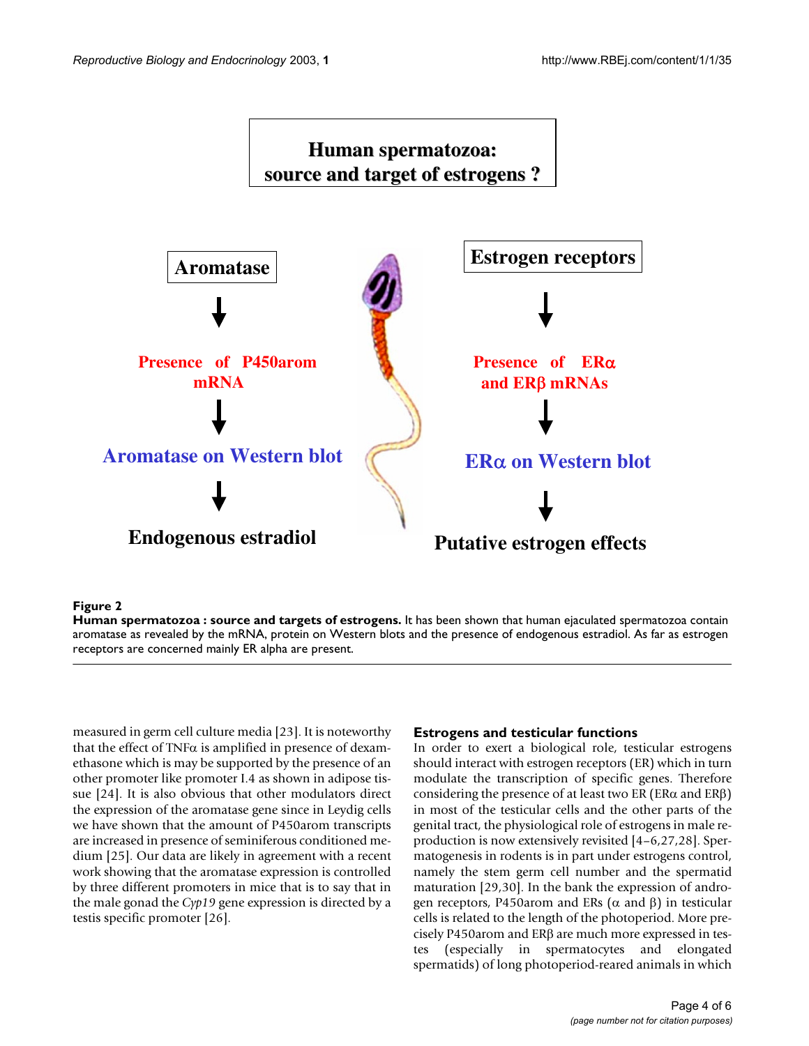**Figure 2**

**Human spermatozoa : source and targets of estrogens.** It has been shown that human ejaculated spermatozoa contain aromatase as revealed by the mRNA, protein on Western blots and the presence of endogenous estradiol. As far as estrogen receptors are concerned mainly ER alpha are present.

measured in germ cell culture media [23]. It is noteworthy that the effect of TNFα is amplified in presence of dexamethasone which is may be supported by the presence of an other promoter like promoter I.4 as shown in adipose tissue [24]. It is also obvious that other modulators direct the expression of the aromatase gene since in Leydig cells we have shown that the amount of P450arom transcripts are increased in presence of seminiferous conditioned medium [25]. Our data are likely in agreement with a recent work showing that the aromatase expression is controlled by three different promoters in mice that is to say that in the male gonad the *Cyp19* gene expression is directed by a testis specific promoter [26].

### Estrogens and testicular functions

In order to exert a biological role, testicular estrogens should interact with estrogen receptors (ER) which in turn modulate the transcription of specific genes. Therefore considering the presence of at least two ER (ERα and ERβ) in most of the testicular cells and the other parts of the genital tract, the physiological role of estrogens in male reproduction is now extensively revisited [4–6,27,28]. Spermatogenesis in rodents is in part under estrogens control, namely the stem germ cell number and the spermatid maturation [29,30]. In the bank the expression of androgen receptors, P450arom and ERs (α and β) in testicular cells is related to the length of the photoperiod. More precisely P450arom and ERβ are much more expressed in testes (especially in spermatocytes and elongated spermatids) of long photoperiod-reared animals in which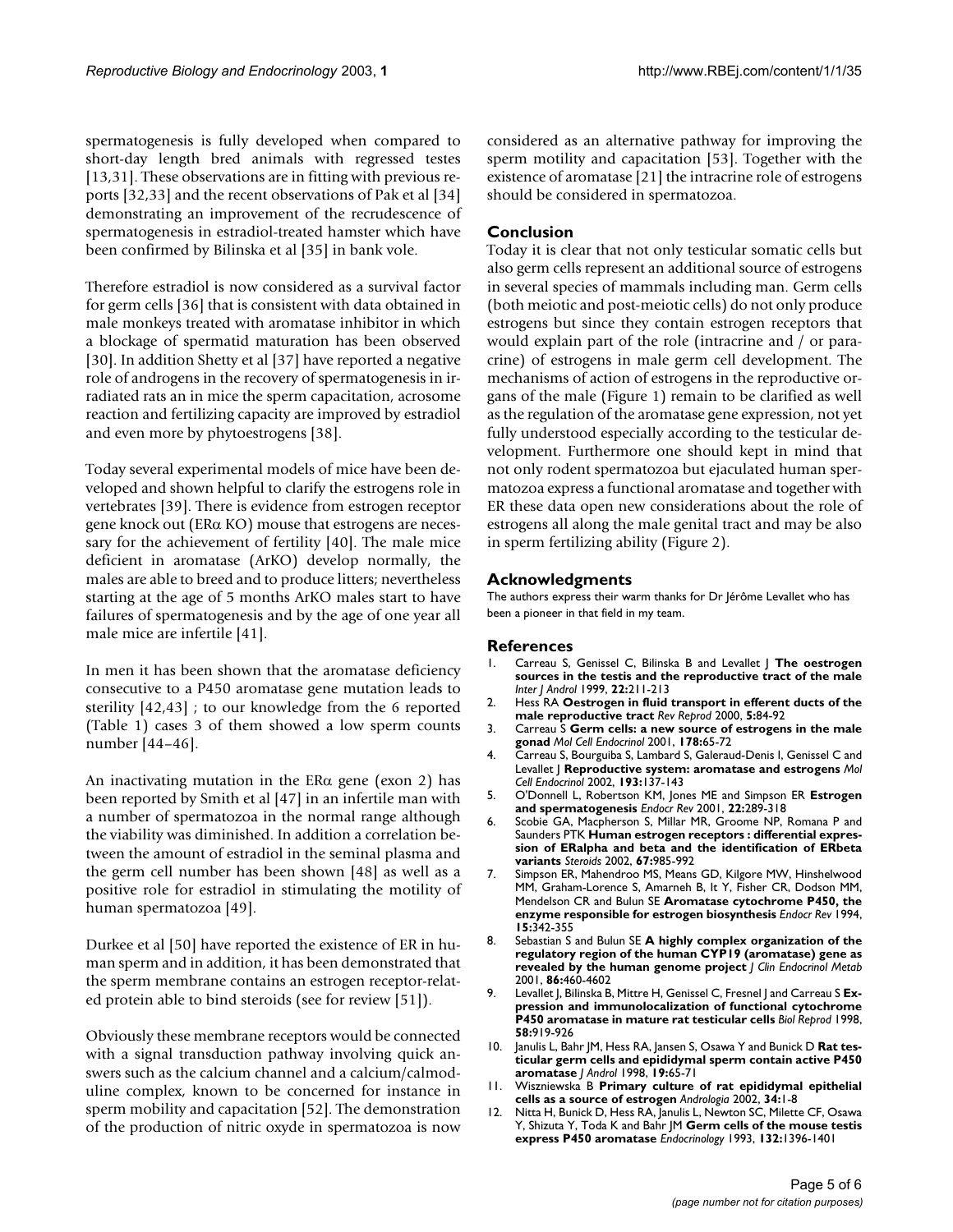spermatogenesis is fully developed when compared to short-day length bred animals with regressed testes [13,31]. These observations are in fitting with previous reports [32,33] and the recent observations of Pak et al [34] demonstrating an improvement of the recrudescence of spermatogenesis in estradiol-treated hamster which have been confirmed by Bilinska et al [35] in bank vole.

Therefore estradiol is now considered as a survival factor for germ cells [36] that is consistent with data obtained in male monkeys treated with aromatase inhibitor in which a blockage of spermatid maturation has been observed [30]. In addition Shetty et al [37] have reported a negative role of androgens in the recovery of spermatogenesis in irradiated rats an in mice the sperm capacitation, acrosome reaction and fertilizing capacity are improved by estradiol and even more by phytoestrogens [38].

Today several experimental models of mice have been developed and shown helpful to clarify the estrogens role in vertebrates [39]. There is evidence from estrogen receptor gene knock out (ERα KO) mouse that estrogens are necessary for the achievement of fertility [40]. The male mice deficient in aromatase (ArKO) develop normally, the males are able to breed and to produce litters; nevertheless starting at the age of 5 months ArKO males start to have failures of spermatogenesis and by the age of one year all male mice are infertile [41].

In men it has been shown that the aromatase deficiency consecutive to a P450 aromatase gene mutation leads to sterility [42,43] ; to our knowledge from the 6 reported (Table 1) cases 3 of them showed a low sperm counts number [44–46].

An inactivating mutation in the ERα gene (exon 2) has been reported by Smith et al [47] in an infertile man with a number of spermatozoa in the normal range although the viability was diminished. In addition a correlation between the amount of estradiol in the seminal plasma and the germ cell number has been shown [48] as well as a positive role for estradiol in stimulating the motility of human spermatozoa [49].

Durkee et al [50] have reported the existence of ER in human sperm and in addition, it has been demonstrated that the sperm membrane contains an estrogen receptor-related protein able to bind steroids (see for review [51]).

Obviously these membrane receptors would be connected with a signal transduction pathway involving quick answers such as the calcium channel and a calcium/calmoduline complex, known to be concerned for instance in sperm mobility and capacitation [52]. The demonstration of the production of nitric oxyde in spermatozoa is now considered as an alternative pathway for improving the sperm motility and capacitation [53]. Together with the existence of aromatase [21] the intracrine role of estrogens should be considered in spermatozoa.

## Conclusion

Today it is clear that not only testicular somatic cells but also germ cells represent an additional source of estrogens in several species of mammals including man. Germ cells (both meiotic and post-meiotic cells) do not only produce estrogens but since they contain estrogen receptors that would explain part of the role (intracrine and / or paracrine) of estrogens in male germ cell development. The mechanisms of action of estrogens in the reproductive organs of the male (Figure 1) remain to be clarified as well as the regulation of the aromatase gene expression, not yet fully understood especially according to the testicular development. Furthermore one should kept in mind that not only rodent spermatozoa but ejaculated human spermatozoa express a functional aromatase and together with ER these data open new considerations about the role of estrogens all along the male genital tract and may be also in sperm fertilizing ability (Figure 2).

## Acknowledgments

The authors express their warm thanks for Dr Jérôme Levallet who has been a pioneer in that field in my team.

## References

1. Carreau S, Genissel C, Bilinska B and Levallet J **The oestrogen sources in the testis and the reproductive tract of the male** *Inter J Androl* 1999, **22:**211-213
2. Hess RA **Oestrogen in fluid transport in efferent ducts of the male reproductive tract** *Rev Reprod* 2000, **5:**84-92
3. Carreau S **Germ cells: a new source of estrogens in the male gonad** *Mol Cell Endocrinol* 2001, **178:**65-72
4. Carreau S, Bourguiba S, Lambard S, Galeraud-Denis I, Genissel C and Levallet J **Reproductive system: aromatase and estrogens** *Mol Cell Endocrinol* 2002, **193:**137-143
5. O'Donnell L, Robertson KM, Jones ME and Simpson ER **Estrogen and spermatogenesis** *Endocr Rev* 2001, **22:**289-318
6. Scobie GA, Macpherson S, Millar MR, Groome NP, Romana P and Saunders PTK **Human estrogen receptors : differential expression of ERalpha and beta and the identification of ERbeta variants** *Steroids* 2002, **67:**985-992
7. Simpson ER, Mahendroo MS, Means GD, Kilgore MW, Hinshelwood MM, Graham-Lorence S, Amarneh B, It Y, Fisher CR, Dodson MM, Mendelson CR and Bulun SE **Aromatase cytochrome P450, the enzyme responsible for estrogen biosynthesis** *Endocr Rev* 1994, **15:**342-355
8. Sebastian S and Bulun SE **A highly complex organization of the regulatory region of the human CYP19 (aromatase) gene as revealed by the human genome project** *J Clin Endocrinol Metab* 2001, **86:**460-4602
9. Levallet J, Bilinska B, Mittre H, Genissel C, Fresnel J and Carreau S **Expression and immunolocalization of functional cytochrome P450 aromatase in mature rat testicular cells** *Biol Reprod* 1998, **58:**919-926
10. Janulis L, Bahr JM, Hess RA, Jansen S, Osawa Y and Bunick D **Rat testicular germ cells and epididymal sperm contain active P450 aromatase** *J Androl* 1998, **19:**65-71
11. Wiszniewska B **Primary culture of rat epididymal epithelial cells as a source of estrogen** *Andrologia* 2002, **34:**1-8
12. Nitta H, Bunick D, Hess RA, Janulis L, Newton SC, Milette CF, Osawa Y, Shizuta Y, Toda K and Bahr JM **Germ cells of the mouse testis express P450 aromatase** *Endocrinology* 1993, **132:**1396-1401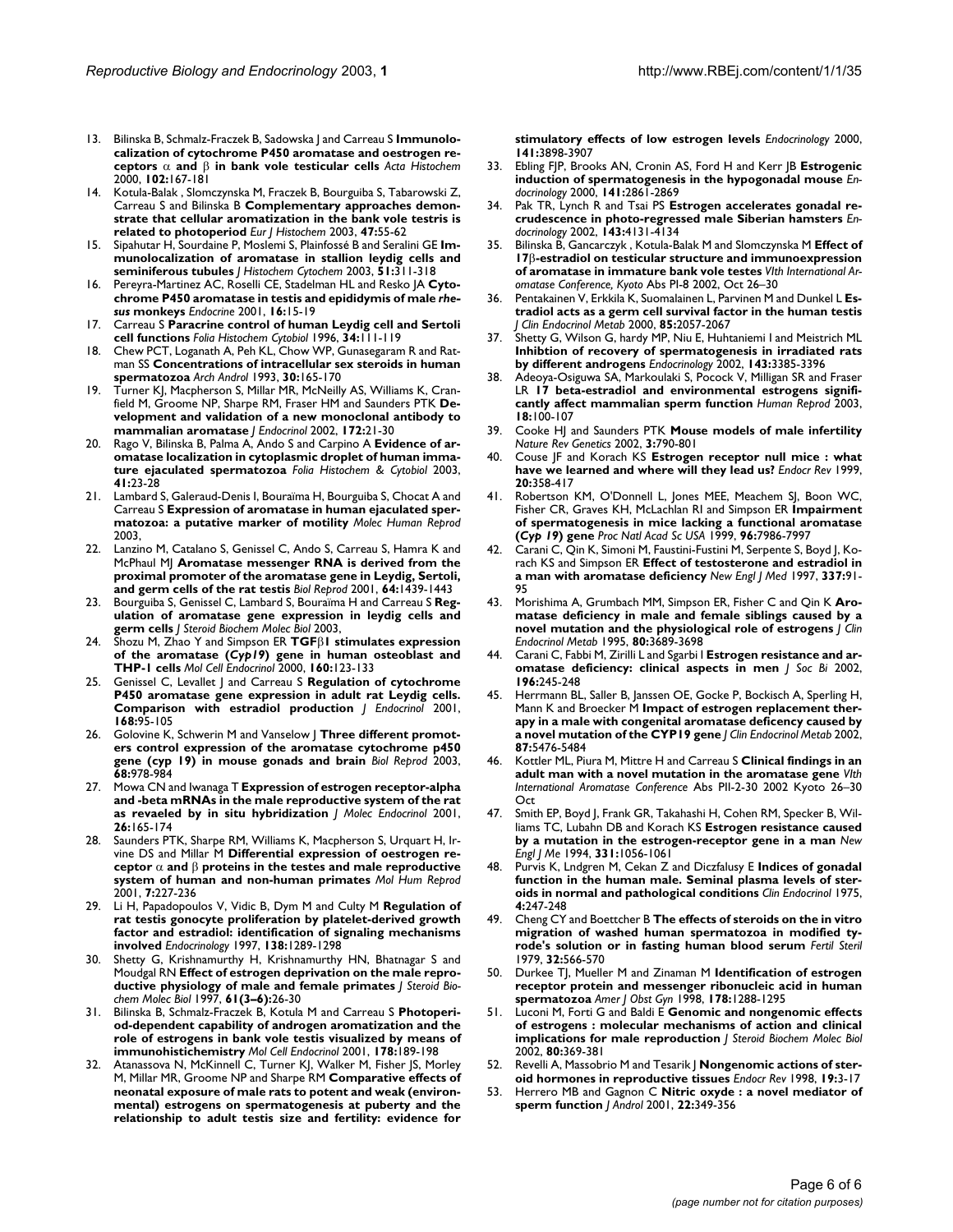13. Bilinska B, Schmalz-Fraczek B, Sadowska J and Carreau S **Immunolocalization of cytochrome P450 aromatase and oestrogen receptors α and β in bank vole testicular cells** *Acta Histochem* 2000, **102:**167-181
14. Kotula-Balak , Slomczynska M, Fraczek B, Bourguiba S, Tabarowski Z, Carreau S and Bilinska B **Complementary approaches demonstrate that cellular aromatization in the bank vole testris is related to photoperiod** *Eur J Histochem* 2003, **47:**55-62
15. Sipahutar H, Sourdaine P, Moslemi S, Plainfossé B and Seralini GE **Immunolocalization of aromatase in stallion leydig cells and seminiferous tubules** *J Histochem Cytochem* 2003, **51:**311-318
16. Pereyra-Martinez AC, Roselli CE, Stadelman HL and Resko JA **Cytochrome P450 aromatase in testis and epididymis of male *rhesus* monkeys** *Endocrine* 2001, **16:**15-19
17. Carreau S **Paracrine control of human Leydig cell and Sertoli cell functions** *Folia Histochem Cytobiol* 1996, **34:**111-119
18. Chew PCT, Loganath A, Peh KL, Chow WP, Gunasegaram R and Ratman SS **Concentrations of intracellular sex steroids in human spermatozoa** *Arch Androl* 1993, **30:**165-170
19. Turner KJ, Macpherson S, Millar MR, McNeilly AS, Williams K, Cranfield M, Groome NP, Sharpe RM, Fraser HM and Saunders PTK **Development and validation of a new monoclonal antibody to mammalian aromatase** *J Endocrinol* 2002, **172:**21-30
20. Rago V, Bilinska B, Palma A, Ando S and Carpino A **Evidence of aromatase localization in cytoplasmic droplet of human immature ejaculated spermatozoa** *Folia Histochem & Cytobiol* 2003, **41:**23-28
21. Lambard S, Galeraud-Denis I, Bouraïma H, Bourguiba S, Chocat A and Carreau S **Expression of aromatase in human ejaculated spermatozoa: a putative marker of motility** *Molec Human Reprod* 2003,
22. Lanzino M, Catalano S, Genissel C, Ando S, Carreau S, Hamra K and McPhaul MJ **Aromatase messenger RNA is derived from the proximal promoter of the aromatase gene in Leydig, Sertoli, and germ cells of the rat testis** *Biol Reprod* 2001, **64:**1439-1443
23. Bourguiba S, Genissel C, Lambard S, Bouraïma H and Carreau S **Regulation of aromatase gene expression in leydig cells and germ cells** *J Steroid Biochem Molec Biol* 2003,
24. Shozu M, Zhao Y and Simpson ER **TGFβ1 stimulates expression of the aromatase (*Cyp19*) gene in human osteoblast and THP-1 cells** *Mol Cell Endocrinol* 2000, **160:**123-133
25. Genissel C, Levallet J and Carreau S **Regulation of cytochrome P450 aromatase gene expression in adult rat Leydig cells. Comparison with estradiol production** *J Endocrinol* 2001, **168:**95-105
26. Golovine K, Schwerin M and Vanselow J **Three different promoters control expression of the aromatase cytochrome p450 gene (cyp 19) in mouse gonads and brain** *Biol Reprod* 2003, **68:**978-984
27. Mowa CN and Iwanaga T **Expression of estrogen receptor-alpha and -beta mRNAs in the male reproductive system of the rat as revaeled by in situ hybridization** *J Molec Endocrinol* 2001, **26:**165-174
28. Saunders PTK, Sharpe RM, Williams K, Macpherson S, Urquart H, Irvine DS and Millar M **Differential expression of oestrogen receptor α and β proteins in the testes and male reproductive system of human and non-human primates** *Mol Hum Reprod* 2001, **7:**227-236
29. Li H, Papadopoulos V, Vidic B, Dym M and Culty M **Regulation of rat testis gonocyte proliferation by platelet-derived growth factor and estradiol: identification of signaling mechanisms involved** *Endocrinology* 1997, **138:**1289-1298
30. Shetty G, Krishnamurthy H, Krishnamurthy HN, Bhatnagar S and Moudgal RN **Effect of estrogen deprivation on the male reproductive physiology of male and female primates** *J Steroid Biochem Molec Biol* 1997, **61(3–6):**26-30
31. Bilinska B, Schmalz-Fraczek B, Kotula M and Carreau S **Photoperiod-dependent capability of androgen aromatization and the role of estrogens in bank vole testis visualized by means of immunohistichemistry** *Mol Cell Endocrinol* 2001, **178:**189-198
32. Atanassova N, McKinnell C, Turner KJ, Walker M, Fisher JS, Morley M, Millar MR, Groome NP and Sharpe RM **Comparative effects of neonatal exposure of male rats to potent and weak (environmental) estrogens on spermatogenesis at puberty and the relationship to adult testis size and fertility: evidence for stimulatory effects of low estrogen levels** *Endocrinology* 2000, **141:**3898-3907
33. Ebling FJP, Brooks AN, Cronin AS, Ford H and Kerr JB **Estrogenic induction of spermatogenesis in the hypogonadal mouse** *Endocrinology* 2000, **141:**2861-2869
34. Pak TR, Lynch R and Tsai PS **Estrogen accelerates gonadal recrudescence in photo-regressed male Siberian hamsters** *Endocrinology* 2002, **143:**4131-4134
35. Bilinska B, Gancarczyk , Kotula-Balak M and Slomczynska M **Effect of 17β-estradiol on testicular structure and immunoexpression of aromatase in immature bank vole testes** *VIth International Aromatase Conference, Kyoto* Abs PI-8 2002, Oct 26–30
36. Pentakainen V, Erkkila K, Suomalainen L, Parvinen M and Dunkel L **Estradiol acts as a germ cell survival factor in the human testis** *J Clin Endocrinol Metab* 2000, **85:**2057-2067
37. Shetty G, Wilson G, hardy MP, Niu E, Huhtaniemi I and Meistrich ML **Inhibtion of recovery of spermatogenesis in irradiated rats by different androgens** *Endocrinology* 2002, **143:**3385-3396
38. Adeoya-Osiguwa SA, Markoulaki S, Pocock V, Milligan SR and Fraser LR **17 beta-estradiol and environmental estrogens significantly affect mammalian sperm function** *Human Reprod* 2003, **18:**100-107
39. Cooke HJ and Saunders PTK **Mouse models of male infertility** *Nature Rev Genetics* 2002, **3:**790-801
40. Couse JF and Korach KS **Estrogen receptor null mice : what have we learned and where will they lead us?** *Endocr Rev* 1999, **20:**358-417
41. Robertson KM, O'Donnell L, Jones MEE, Meachem SJ, Boon WC, Fisher CR, Graves KH, McLachlan RI and Simpson ER **Impairment of spermatogenesis in mice lacking a functional aromatase (*Cyp 19*) gene** *Proc Natl Acad Sc USA* 1999, **96:**7986-7997
42. Carani C, Qin K, Simoni M, Faustini-Fustini M, Serpente S, Boyd J, Korach KS and Simpson ER **Effect of testosterone and estradiol in a man with aromatase deficiency** *New Engl J Med* 1997, **337:**91-95
43. Morishima A, Grumbach MM, Simpson ER, Fisher C and Qin K **Aromatase deficiency in male and female siblings caused by a novel mutation and the physiological role of estrogens** *J Clin Endocrinol Metab* 1995, **80:**3689-3698
44. Carani C, Fabbi M, Zirilli L and Sgarbi I **Estrogen resistance and aromatase deficiency: clinical aspects in men** *J Soc Bi* 2002, **196:**245-248
45. Herrmann BL, Saller B, Janssen OE, Gocke P, Bockisch A, Sperling H, Mann K and Broecker M **Impact of estrogen replacement therapy in a male with congenital aromatase deficency caused by a novel mutation of the CYP19 gene** *J Clin Endocrinol Metab* 2002, **87:**5476-5484
46. Kottler ML, Piura M, Mittre H and Carreau S **Clinical findings in an adult man with a novel mutation in the aromatase gene** *VIth International Aromatase Conference* Abs PII-2-30 2002 Kyoto 26–30 Oct
47. Smith EP, Boyd J, Frank GR, Takahashi H, Cohen RM, Specker B, Williams TC, Lubahn DB and Korach KS **Estrogen resistance caused by a mutation in the estrogen-receptor gene in a man** *New Engl J Me* 1994, **331:**1056-1061
48. Purvis K, Lndgren M, Cekan Z and Diczfalusy E **Indices of gonadal function in the human male. Seminal plasma levels of steroids in normal and pathological conditions** *Clin Endocrinol* 1975, **4:**247-248
49. Cheng CY and Boettcher B **The effects of steroids on the in vitro migration of washed human spermatozoa in modified tyrode's solution or in fasting human blood serum** *Fertil Steril* 1979, **32:**566-570
50. Durkee TJ, Mueller M and Zinaman M **Identification of estrogen receptor protein and messenger ribonucleic acid in human spermatozoa** *Amer J Obst Gyn* 1998, **178:**1288-1295
51. Luconi M, Forti G and Baldi E **Genomic and nongenomic effects of estrogens : molecular mechanisms of action and clinical implications for male reproduction** *J Steroid Biochem Molec Biol* 2002, **80:**369-381
52. Revelli A, Massobrio M and Tesarik J **Nongenomic actions of steroid hormones in reproductive tissues** *Endocr Rev* 1998, **19:**3-17
53. Herrero MB and Gagnon C **Nitric oxyde : a novel mediator of sperm function** *J Androl* 2001, **22:**349-356